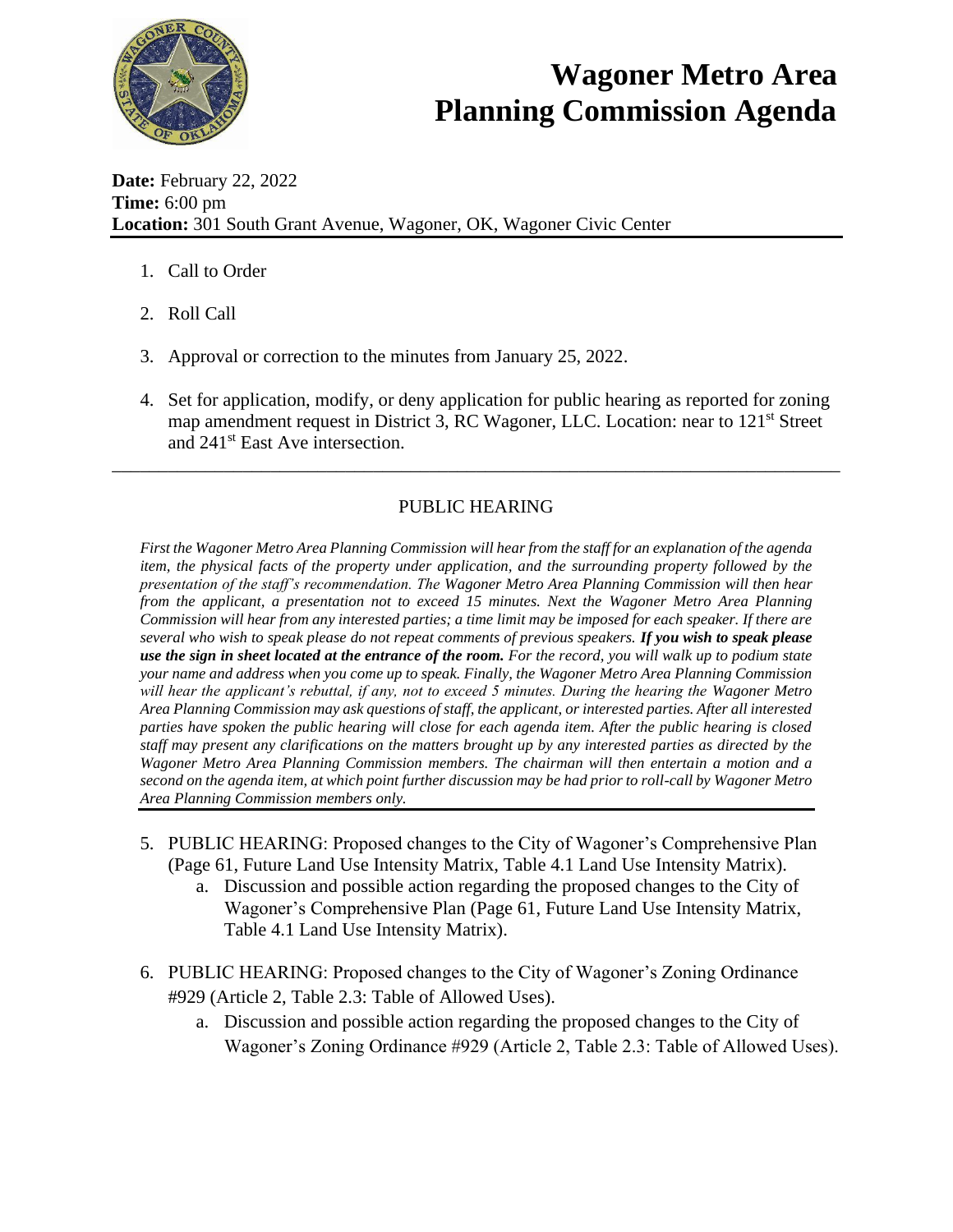# Wagoner Metro Area Planning Commission Agenda

**Date:** February 22, 2022
**Time:** 6:00 pm
**Location:** 301 South Grant Avenue, Wagoner, OK, Wagoner Civic Center

1. Call to Order
2. Roll Call
3. Approval or correction to the minutes from January 25, 2022.
4. Set for application, modify, or deny application for public hearing as reported for zoning map amendment request in District 3, RC Wagoner, LLC. Location: near to 121st Street and 241st East Ave intersection.

---

## PUBLIC HEARING

*First the Wagoner Metro Area Planning Commission will hear from the staff for an explanation of the agenda item, the physical facts of the property under application, and the surrounding property followed by the presentation of the staff's recommendation. The Wagoner Metro Area Planning Commission will then hear from the applicant, a presentation not to exceed 15 minutes. Next the Wagoner Metro Area Planning Commission will hear from any interested parties; a time limit may be imposed for each speaker. If there are several who wish to speak please do not repeat comments of previous speakers.* ***If you wish to speak please use the sign in sheet located at the entrance of the room.*** *For the record, you will walk up to podium state your name and address when you come up to speak. Finally, the Wagoner Metro Area Planning Commission will hear the applicant's rebuttal, if any, not to exceed 5 minutes. During the hearing the Wagoner Metro Area Planning Commission may ask questions of staff, the applicant, or interested parties. After all interested parties have spoken the public hearing will close for each agenda item. After the public hearing is closed staff may present any clarifications on the matters brought up by any interested parties as directed by the Wagoner Metro Area Planning Commission members. The chairman will then entertain a motion and a second on the agenda item, at which point further discussion may be had prior to roll-call by Wagoner Metro Area Planning Commission members only.*

---

5. PUBLIC HEARING: Proposed changes to the City of Wagoner's Comprehensive Plan (Page 61, Future Land Use Intensity Matrix, Table 4.1 Land Use Intensity Matrix).
   a. Discussion and possible action regarding the proposed changes to the City of Wagoner's Comprehensive Plan (Page 61, Future Land Use Intensity Matrix, Table 4.1 Land Use Intensity Matrix).
6. PUBLIC HEARING: Proposed changes to the City of Wagoner's Zoning Ordinance #929 (Article 2, Table 2.3: Table of Allowed Uses).
   a. Discussion and possible action regarding the proposed changes to the City of Wagoner's Zoning Ordinance #929 (Article 2, Table 2.3: Table of Allowed Uses).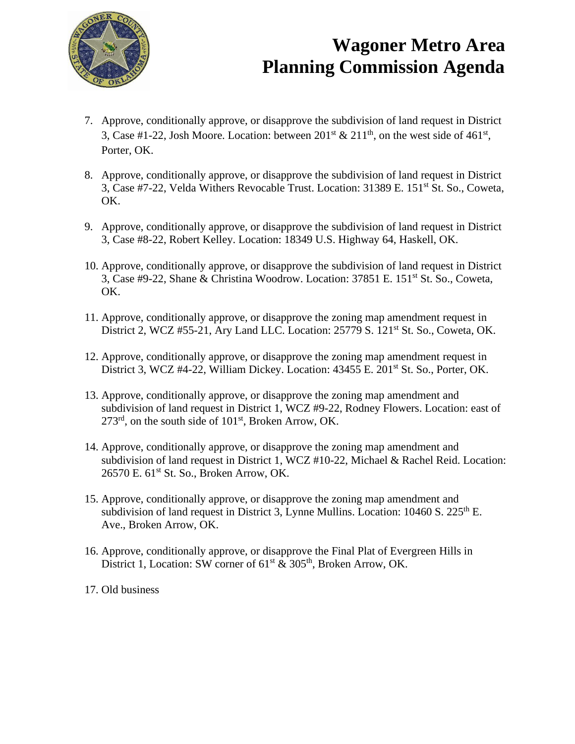7. Approve, conditionally approve, or disapprove the subdivision of land request in District 3, Case #1-22, Josh Moore. Location: between 201st & 211th, on the west side of 461st, Porter, OK.

8. Approve, conditionally approve, or disapprove the subdivision of land request in District 3, Case #7-22, Velda Withers Revocable Trust. Location: 31389 E. 151st St. So., Coweta, OK.

9. Approve, conditionally approve, or disapprove the subdivision of land request in District 3, Case #8-22, Robert Kelley. Location: 18349 U.S. Highway 64, Haskell, OK.

10. Approve, conditionally approve, or disapprove the subdivision of land request in District 3, Case #9-22, Shane & Christina Woodrow. Location: 37851 E. 151st St. So., Coweta, OK.

11. Approve, conditionally approve, or disapprove the zoning map amendment request in District 2, WCZ #55-21, Ary Land LLC. Location: 25779 S. 121st St. So., Coweta, OK.

12. Approve, conditionally approve, or disapprove the zoning map amendment request in District 3, WCZ #4-22, William Dickey. Location: 43455 E. 201st St. So., Porter, OK.

13. Approve, conditionally approve, or disapprove the zoning map amendment and subdivision of land request in District 1, WCZ #9-22, Rodney Flowers. Location: east of 273rd, on the south side of 101st, Broken Arrow, OK.

14. Approve, conditionally approve, or disapprove the zoning map amendment and subdivision of land request in District 1, WCZ #10-22, Michael & Rachel Reid. Location: 26570 E. 61st St. So., Broken Arrow, OK.

15. Approve, conditionally approve, or disapprove the zoning map amendment and subdivision of land request in District 3, Lynne Mullins. Location: 10460 S. 225th E. Ave., Broken Arrow, OK.

16. Approve, conditionally approve, or disapprove the Final Plat of Evergreen Hills in District 1, Location: SW corner of 61st & 305th, Broken Arrow, OK.

17. Old business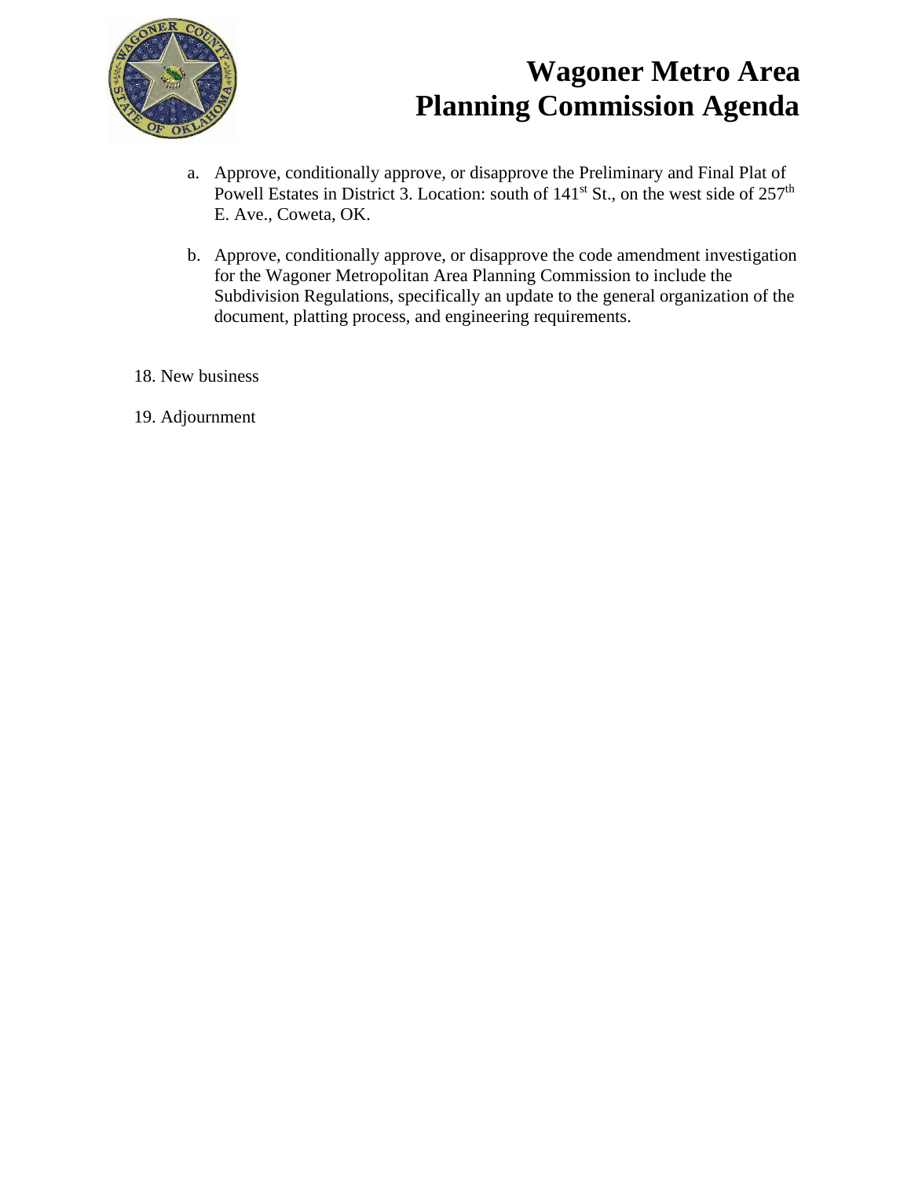# Wagoner Metro Area Planning Commission Agenda

a. Approve, conditionally approve, or disapprove the Preliminary and Final Plat of Powell Estates in District 3. Location: south of 141$^{st}$ St., on the west side of 257$^{th}$ E. Ave., Coweta, OK.

b. Approve, conditionally approve, or disapprove the code amendment investigation for the Wagoner Metropolitan Area Planning Commission to include the Subdivision Regulations, specifically an update to the general organization of the document, platting process, and engineering requirements.

18. New business

19. Adjournment